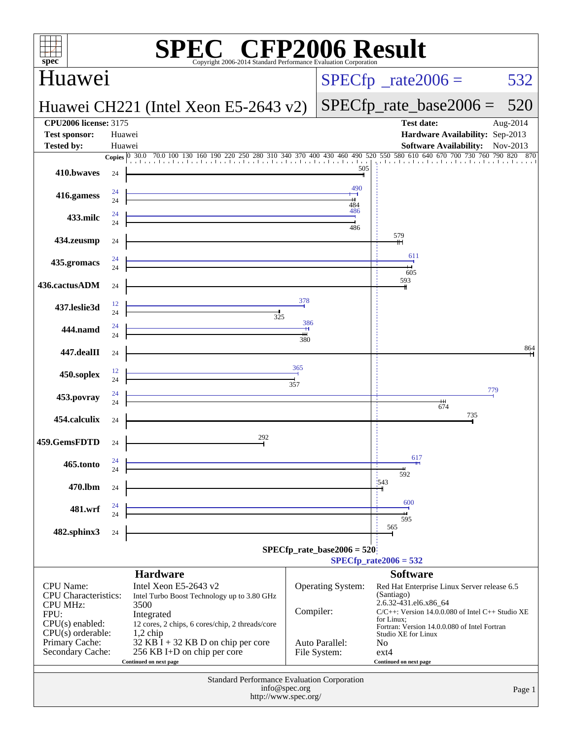# SPEC CFP2006 Result

Copyright 2006-2014 Standard Performance Evaluation Corporation

## Huawei

**Huawei CH221 (Intel Xeon E5-2643 v2)**

SPECfp_rate2006 = 532

SPECfp_rate_base2006 = 520

| | | | |
|---|---|---|---|
| **CPU2006 license:** 3175 | | **Test date:** | Aug-2014 |
| **Test sponsor:** | Huawei | **Hardware Availability:** | Sep-2013 |
| **Tested by:** | Huawei | **Software Availability:** | Nov-2013 |

| Benchmark | Copies (peak) | Copies (base) | Peak | Base |
|---|---|---|---|---|
| 410.bwaves | | 24 | | 505 |
| 416.gamess | 24 | 24 | 490 | 484 |
| 433.milc | 24 | 24 | 486 | 486 |
| 434.zeusmp | | 24 | | 579 |
| 435.gromacs | 24 | 24 | 611 | 605 |
| 436.cactusADM | | 24 | | 593 |
| 437.leslie3d | 12 | 24 | 378 | 325 |
| 444.namd | 24 | 24 | 386 | 380 |
| 447.dealII | | 24 | | 864 |
| 450.soplex | 12 | 24 | 365 | 357 |
| 453.povray | 24 | 24 | 779 | 674 |
| 454.calculix | | 24 | | 735 |
| 459.GemsFDTD | | 24 | | 292 |
| 465.tonto | 24 | 24 | 617 | 592 |
| 470.lbm | | 24 | | 543 |
| 481.wrf | 24 | 24 | 600 | 595 |
| 482.sphinx3 | | 24 | | 565 |

SPECfp_rate_base2006 = 520

SPECfp_rate2006 = 532

### Hardware

| | |
|---|---|
| CPU Name: | Intel Xeon E5-2643 v2 |
| CPU Characteristics: | Intel Turbo Boost Technology up to 3.80 GHz |
| CPU MHz: | 3500 |
| FPU: | Integrated |
| CPU(s) enabled: | 12 cores, 2 chips, 6 cores/chip, 2 threads/core |
| CPU(s) orderable: | 1,2 chip |
| Primary Cache: | 32 KB I + 32 KB D on chip per core |
| Secondary Cache: | 256 KB I+D on chip per core |

Continued on next page

### Software

| | |
|---|---|
| Operating System: | Red Hat Enterprise Linux Server release 6.5 (Santiago) 2.6.32-431.el6.x86_64 |
| Compiler: | C/C++: Version 14.0.0.080 of Intel C++ Studio XE for Linux; Fortran: Version 14.0.0.080 of Intel Fortran Studio XE for Linux |
| Auto Parallel: | No |
| File System: | ext4 |

Continued on next page

Standard Performance Evaluation Corporation
info@spec.org
http://www.spec.org/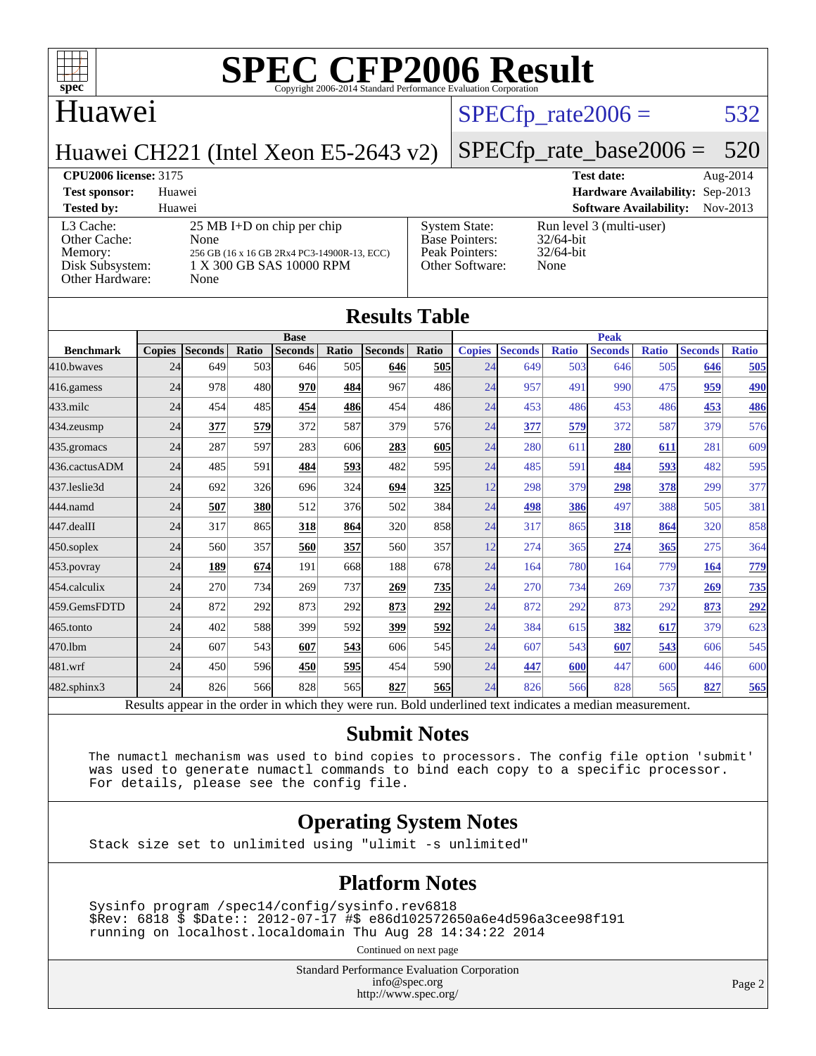# SPEC CFP2006 Result

Copyright 2006-2014 Standard Performance Evaluation Corporation

## Huawei

Huawei CH221 (Intel Xeon E5-2643 v2)

SPECfp_rate2006 = 532

SPECfp_rate_base2006 = 520

**CPU2006 license:** 3175
**Test sponsor:** Huawei
**Tested by:** Huawei

**Test date:** Aug-2014
**Hardware Availability:** Sep-2013
**Software Availability:** Nov-2013

| | |
|---|---|
| L3 Cache: | 25 MB I+D on chip per chip |
| Other Cache: | None |
| Memory: | 256 GB (16 x 16 GB 2Rx4 PC3-14900R-13, ECC) |
| Disk Subsystem: | 1 X 300 GB SAS 10000 RPM |
| Other Hardware: | None |

| | |
|---|---|
| System State: | Run level 3 (multi-user) |
| Base Pointers: | 32/64-bit |
| Peak Pointers: | 32/64-bit |
| Other Software: | None |

## Results Table

| Benchmark | Base | | | | | | | Peak | | | | | | |
|---|---|---|---|---|---|---|---|---|---|---|---|---|---|---|
| | Copies | Seconds | Ratio | Seconds | Ratio | Seconds | Ratio | Copies | Seconds | Ratio | Seconds | Ratio | Seconds | Ratio |
| 410.bwaves | 24 | 649 | 503 | 646 | 505 | **646** | **505** | 24 | 649 | 503 | 646 | 505 | **646** | **505** |
| 416.gamess | 24 | 978 | 480 | **970** | **484** | 967 | 486 | 24 | 957 | 491 | 990 | 475 | **959** | **490** |
| 433.milc | 24 | 454 | 485 | **454** | **486** | 454 | 486 | 24 | 453 | 486 | 453 | 486 | **453** | **486** |
| 434.zeusmp | 24 | **377** | **579** | 372 | 587 | 379 | 576 | 24 | **377** | **579** | 372 | 587 | 379 | 576 |
| 435.gromacs | 24 | 287 | 597 | 283 | 606 | **283** | **605** | 24 | 280 | 611 | **280** | **611** | 281 | 609 |
| 436.cactusADM | 24 | 485 | 591 | **484** | **593** | 482 | 595 | 24 | 485 | 591 | **484** | **593** | 482 | 595 |
| 437.leslie3d | 24 | 692 | 326 | 696 | 324 | **694** | **325** | 12 | 298 | 379 | **298** | **378** | 299 | 377 |
| 444.namd | 24 | **507** | **380** | 512 | 376 | 502 | 384 | 24 | **498** | **386** | 497 | 388 | 505 | 381 |
| 447.dealII | 24 | 317 | 865 | **318** | **864** | 320 | 858 | 24 | 317 | 865 | **318** | **864** | 320 | 858 |
| 450.soplex | 24 | 560 | 357 | **560** | **357** | 560 | 357 | 12 | 274 | 365 | **274** | **365** | 275 | 364 |
| 453.povray | 24 | **189** | **674** | 191 | 668 | 188 | 678 | 24 | 164 | 780 | 164 | 779 | **164** | **779** |
| 454.calculix | 24 | 270 | 734 | 269 | 737 | **269** | **735** | 24 | 270 | 734 | 269 | 737 | **269** | **735** |
| 459.GemsFDTD | 24 | 872 | 292 | 873 | 292 | **873** | **292** | 24 | 872 | 292 | 873 | 292 | **873** | **292** |
| 465.tonto | 24 | 402 | 588 | 399 | 592 | **399** | **592** | 24 | 384 | 615 | **382** | **617** | 379 | 623 |
| 470.lbm | 24 | 607 | 543 | **607** | **543** | 606 | 545 | 24 | 607 | 543 | **607** | **543** | 606 | 545 |
| 481.wrf | 24 | 450 | 596 | **450** | **595** | 454 | 590 | 24 | **447** | **600** | 447 | 600 | 446 | 600 |
| 482.sphinx3 | 24 | 826 | 566 | 828 | 565 | **827** | **565** | 24 | 826 | 566 | 828 | 565 | **827** | **565** |

Results appear in the order in which they were run. Bold underlined text indicates a median measurement.

## Submit Notes

```
The numactl mechanism was used to bind copies to processors. The config file option 'submit'
was used to generate numactl commands to bind each copy to a specific processor.
For details, please see the config file.
```

## Operating System Notes

```
Stack size set to unlimited using "ulimit -s unlimited"
```

## Platform Notes

```
Sysinfo program /spec14/config/sysinfo.rev6818
$Rev: 6818 $ $Date:: 2012-07-17 #$ e86d102572650a6e4d596a3cee98f191
running on localhost.localdomain Thu Aug 28 14:34:22 2014
```

Continued on next page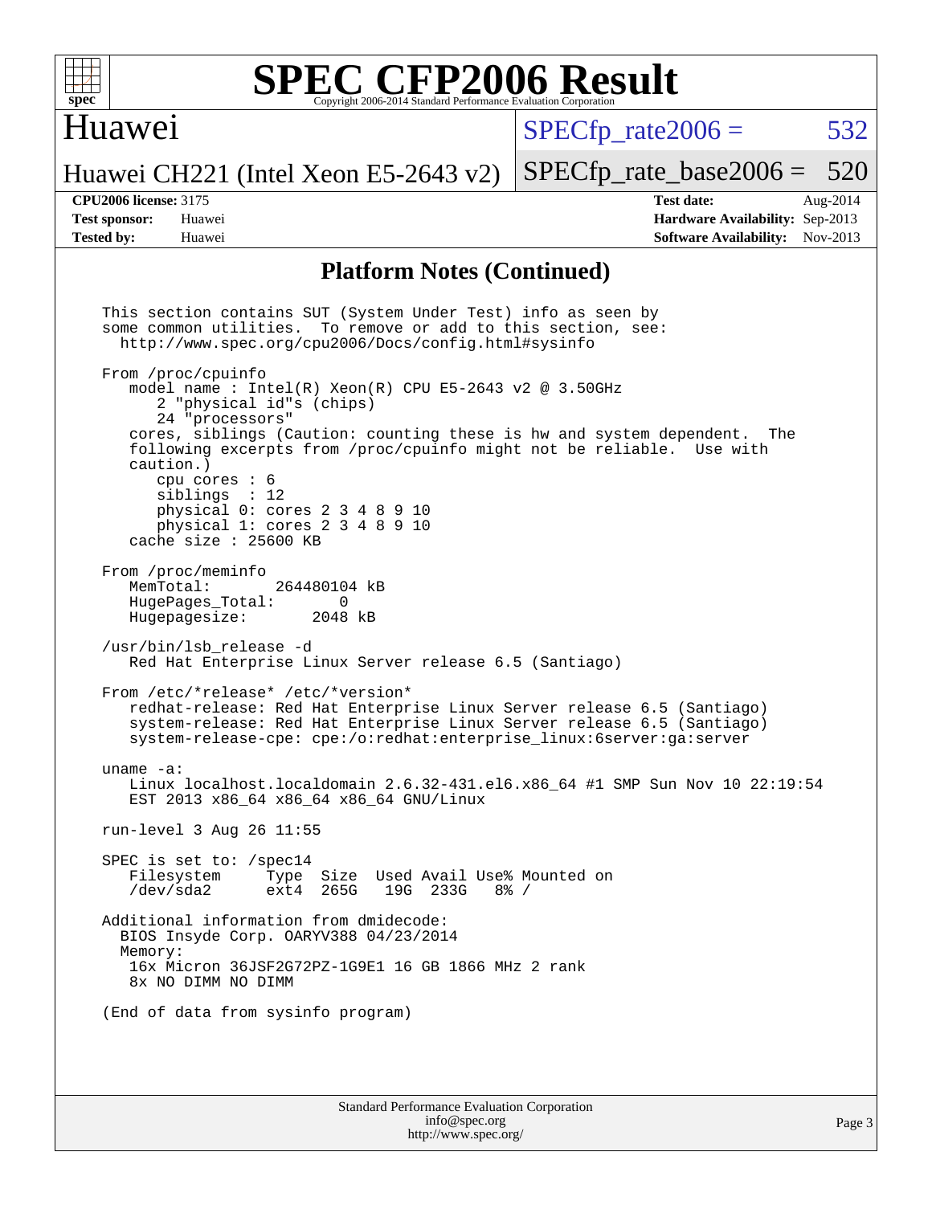# SPEC CFP2006 Result

Copyright 2006-2014 Standard Performance Evaluation Corporation

## Huawei

Huawei CH221 (Intel Xeon E5-2643 v2)

SPECfp_rate2006 = 532

SPECfp_rate_base2006 = 520

**CPU2006 license:** 3175
**Test sponsor:** Huawei
**Tested by:** Huawei

**Test date:** Aug-2014
**Hardware Availability:** Sep-2013
**Software Availability:** Nov-2013

## Platform Notes (Continued)

```
This section contains SUT (System Under Test) info as seen by
some common utilities.  To remove or add to this section, see:
  http://www.spec.org/cpu2006/Docs/config.html#sysinfo

From /proc/cpuinfo
   model name : Intel(R) Xeon(R) CPU E5-2643 v2 @ 3.50GHz
      2 "physical id"s (chips)
      24 "processors"
   cores, siblings (Caution: counting these is hw and system dependent.  The
   following excerpts from /proc/cpuinfo might not be reliable.  Use with
   caution.)
      cpu cores : 6
      siblings  : 12
      physical 0: cores 2 3 4 8 9 10
      physical 1: cores 2 3 4 8 9 10
   cache size : 25600 KB

From /proc/meminfo
   MemTotal:       264480104 kB
   HugePages_Total:       0
   Hugepagesize:       2048 kB

/usr/bin/lsb_release -d
   Red Hat Enterprise Linux Server release 6.5 (Santiago)

From /etc/*release* /etc/*version*
   redhat-release: Red Hat Enterprise Linux Server release 6.5 (Santiago)
   system-release: Red Hat Enterprise Linux Server release 6.5 (Santiago)
   system-release-cpe: cpe:/o:redhat:enterprise_linux:6server:ga:server

uname -a:
   Linux localhost.localdomain 2.6.32-431.el6.x86_64 #1 SMP Sun Nov 10 22:19:54
   EST 2013 x86_64 x86_64 x86_64 GNU/Linux

run-level 3 Aug 26 11:55

SPEC is set to: /spec14
   Filesystem     Type  Size  Used Avail Use% Mounted on
   /dev/sda2      ext4  265G   19G  233G   8% /

Additional information from dmidecode:
  BIOS Insyde Corp. OARYV388 04/23/2014
  Memory:
   16x Micron 36JSF2G72PZ-1G9E1 16 GB 1866 MHz 2 rank
   8x NO DIMM NO DIMM

(End of data from sysinfo program)
```

Standard Performance Evaluation Corporation
info@spec.org
http://www.spec.org/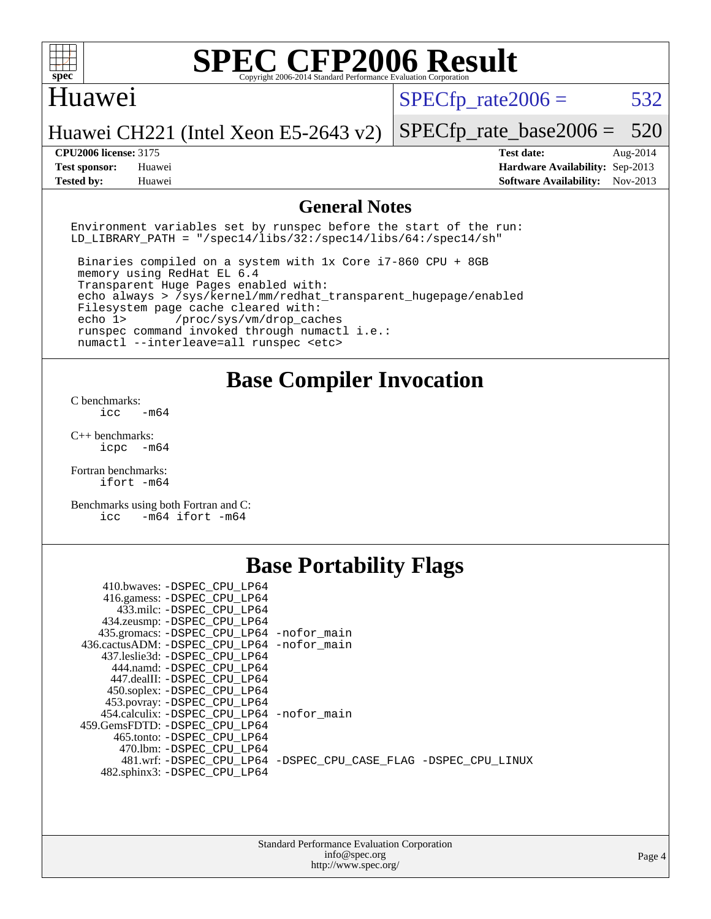# SPEC CFP2006 Result

Copyright 2006-2014 Standard Performance Evaluation Corporation

## Huawei

Huawei CH221 (Intel Xeon E5-2643 v2)

SPECfp_rate2006 = 532

SPECfp_rate_base2006 = 520

| | | | |
|---|---|---|---|
| **CPU2006 license:** | 3175 | **Test date:** | Aug-2014 |
| **Test sponsor:** | Huawei | **Hardware Availability:** | Sep-2013 |
| **Tested by:** | Huawei | **Software Availability:** | Nov-2013 |

## General Notes

```
Environment variables set by runspec before the start of the run:
LD_LIBRARY_PATH = "/spec14/libs/32:/spec14/libs/64:/spec14/sh"

 Binaries compiled on a system with 1x Core i7-860 CPU + 8GB
 memory using RedHat EL 6.4
 Transparent Huge Pages enabled with:
 echo always > /sys/kernel/mm/redhat_transparent_hugepage/enabled
 Filesystem page cache cleared with:
 echo 1>       /proc/sys/vm/drop_caches
 runspec command invoked through numactl i.e.:
 numactl --interleave=all runspec <etc>
```

## Base Compiler Invocation

C benchmarks:
```
icc   -m64
```

C++ benchmarks:
```
icpc  -m64
```

Fortran benchmarks:
```
ifort -m64
```

Benchmarks using both Fortran and C:
```
icc   -m64 ifort -m64
```

## Base Portability Flags

```
    410.bwaves: -DSPEC_CPU_LP64
    416.gamess: -DSPEC_CPU_LP64
      433.milc: -DSPEC_CPU_LP64
    434.zeusmp: -DSPEC_CPU_LP64
   435.gromacs: -DSPEC_CPU_LP64 -nofor_main
  436.cactusADM: -DSPEC_CPU_LP64 -nofor_main
   437.leslie3d: -DSPEC_CPU_LP64
      444.namd: -DSPEC_CPU_LP64
    447.dealII: -DSPEC_CPU_LP64
    450.soplex: -DSPEC_CPU_LP64
    453.povray: -DSPEC_CPU_LP64
  454.calculix: -DSPEC_CPU_LP64 -nofor_main
  459.GemsFDTD: -DSPEC_CPU_LP64
     465.tonto: -DSPEC_CPU_LP64
       470.lbm: -DSPEC_CPU_LP64
       481.wrf: -DSPEC_CPU_LP64 -DSPEC_CPU_CASE_FLAG -DSPEC_CPU_LINUX
   482.sphinx3: -DSPEC_CPU_LP64
```

Standard Performance Evaluation Corporation
info@spec.org
http://www.spec.org/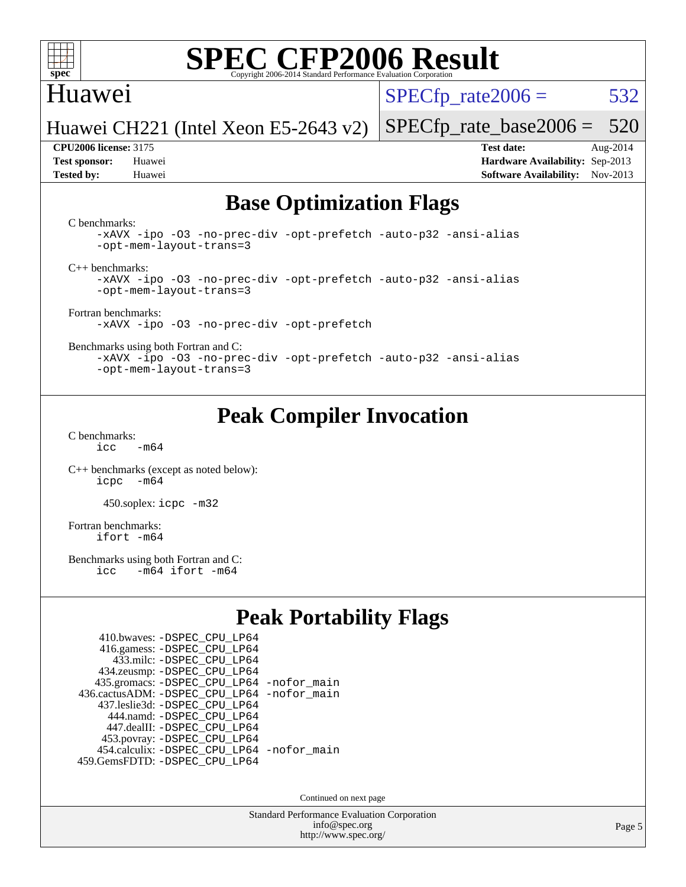## Base Optimization Flags

C benchmarks:
```
-xAVX -ipo -O3 -no-prec-div -opt-prefetch -auto-p32 -ansi-alias
-opt-mem-layout-trans=3
```

C++ benchmarks:
```
-xAVX -ipo -O3 -no-prec-div -opt-prefetch -auto-p32 -ansi-alias
-opt-mem-layout-trans=3
```

Fortran benchmarks:
```
-xAVX -ipo -O3 -no-prec-div -opt-prefetch
```

Benchmarks using both Fortran and C:
```
-xAVX -ipo -O3 -no-prec-div -opt-prefetch -auto-p32 -ansi-alias
-opt-mem-layout-trans=3
```

## Peak Compiler Invocation

C benchmarks:
```
icc   -m64
```

C++ benchmarks (except as noted below):
```
icpc  -m64
```

450.soplex: `icpc -m32`

Fortran benchmarks:
```
ifort -m64
```

Benchmarks using both Fortran and C:
```
icc   -m64 ifort -m64
```

## Peak Portability Flags

410.bwaves: `-DSPEC_CPU_LP64`
416.gamess: `-DSPEC_CPU_LP64`
433.milc: `-DSPEC_CPU_LP64`
434.zeusmp: `-DSPEC_CPU_LP64`
435.gromacs: `-DSPEC_CPU_LP64 -nofor_main`
436.cactusADM: `-DSPEC_CPU_LP64 -nofor_main`
437.leslie3d: `-DSPEC_CPU_LP64`
444.namd: `-DSPEC_CPU_LP64`
447.dealII: `-DSPEC_CPU_LP64`
453.povray: `-DSPEC_CPU_LP64`
454.calculix: `-DSPEC_CPU_LP64 -nofor_main`
459.GemsFDTD: `-DSPEC_CPU_LP64`

Continued on next page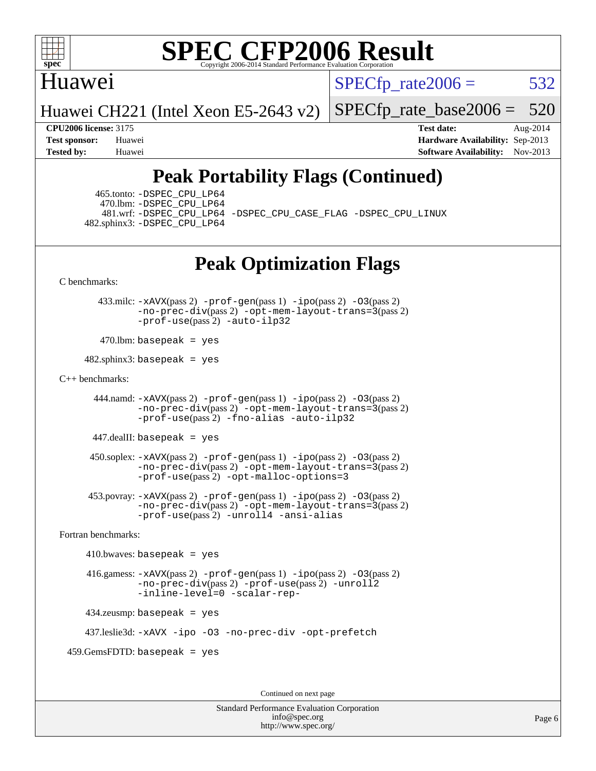# SPEC CFP2006 Result

Copyright 2006-2014 Standard Performance Evaluation Corporation

Huawei

Huawei CH221 (Intel Xeon E5-2643 v2)

SPECfp_rate2006 = 532

SPECfp_rate_base2006 = 520

**CPU2006 license:** 3175
**Test sponsor:** Huawei
**Tested by:** Huawei

**Test date:** Aug-2014
**Hardware Availability:** Sep-2013
**Software Availability:** Nov-2013

## Peak Portability Flags (Continued)

465.tonto: -DSPEC_CPU_LP64
470.lbm: -DSPEC_CPU_LP64
481.wrf: -DSPEC_CPU_LP64 -DSPEC_CPU_CASE_FLAG -DSPEC_CPU_LINUX
482.sphinx3: -DSPEC_CPU_LP64

## Peak Optimization Flags

C benchmarks:

433.milc: -xAVX(pass 2) -prof-gen(pass 1) -ipo(pass 2) -O3(pass 2) -no-prec-div(pass 2) -opt-mem-layout-trans=3(pass 2) -prof-use(pass 2) -auto-ilp32

470.lbm: basepeak = yes

482.sphinx3: basepeak = yes

C++ benchmarks:

444.namd: -xAVX(pass 2) -prof-gen(pass 1) -ipo(pass 2) -O3(pass 2) -no-prec-div(pass 2) -opt-mem-layout-trans=3(pass 2) -prof-use(pass 2) -fno-alias -auto-ilp32

447.dealII: basepeak = yes

450.soplex: -xAVX(pass 2) -prof-gen(pass 1) -ipo(pass 2) -O3(pass 2) -no-prec-div(pass 2) -opt-mem-layout-trans=3(pass 2) -prof-use(pass 2) -opt-malloc-options=3

453.povray: -xAVX(pass 2) -prof-gen(pass 1) -ipo(pass 2) -O3(pass 2) -no-prec-div(pass 2) -opt-mem-layout-trans=3(pass 2) -prof-use(pass 2) -unroll4 -ansi-alias

Fortran benchmarks:

410.bwaves: basepeak = yes

416.gamess: -xAVX(pass 2) -prof-gen(pass 1) -ipo(pass 2) -O3(pass 2) -no-prec-div(pass 2) -prof-use(pass 2) -unroll2 -inline-level=0 -scalar-rep-

434.zeusmp: basepeak = yes

437.leslie3d: -xAVX -ipo -O3 -no-prec-div -opt-prefetch

459.GemsFDTD: basepeak = yes

Continued on next page

Standard Performance Evaluation Corporation
info@spec.org
http://www.spec.org/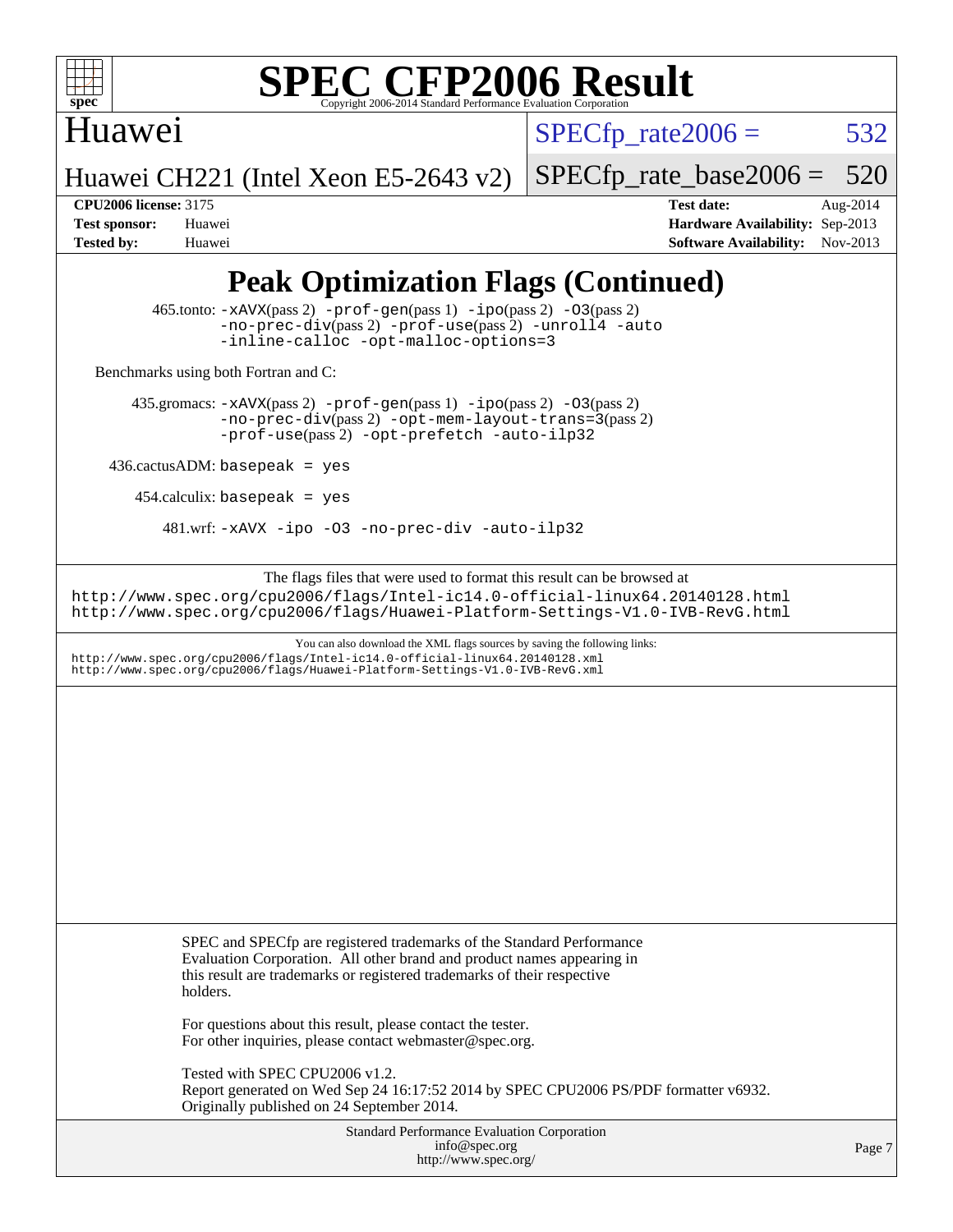# Peak Optimization Flags (Continued)

465.tonto: -xAVX(pass 2) -prof-gen(pass 1) -ipo(pass 2) -O3(pass 2) -no-prec-div(pass 2) -prof-use(pass 2) -unroll4 -auto -inline-calloc -opt-malloc-options=3

Benchmarks using both Fortran and C:

435.gromacs: -xAVX(pass 2) -prof-gen(pass 1) -ipo(pass 2) -O3(pass 2) -no-prec-div(pass 2) -opt-mem-layout-trans=3(pass 2) -prof-use(pass 2) -opt-prefetch -auto-ilp32

436.cactusADM: basepeak = yes

454.calculix: basepeak = yes

481.wrf: -xAVX -ipo -O3 -no-prec-div -auto-ilp32

The flags files that were used to format this result can be browsed at
http://www.spec.org/cpu2006/flags/Intel-ic14.0-official-linux64.20140128.html
http://www.spec.org/cpu2006/flags/Huawei-Platform-Settings-V1.0-IVB-RevG.html

You can also download the XML flags sources by saving the following links:
http://www.spec.org/cpu2006/flags/Intel-ic14.0-official-linux64.20140128.xml
http://www.spec.org/cpu2006/flags/Huawei-Platform-Settings-V1.0-IVB-RevG.xml

SPEC and SPECfp are registered trademarks of the Standard Performance Evaluation Corporation. All other brand and product names appearing in this result are trademarks or registered trademarks of their respective holders.

For questions about this result, please contact the tester.
For other inquiries, please contact webmaster@spec.org.

Tested with SPEC CPU2006 v1.2.
Report generated on Wed Sep 24 16:17:52 2014 by SPEC CPU2006 PS/PDF formatter v6932.
Originally published on 24 September 2014.